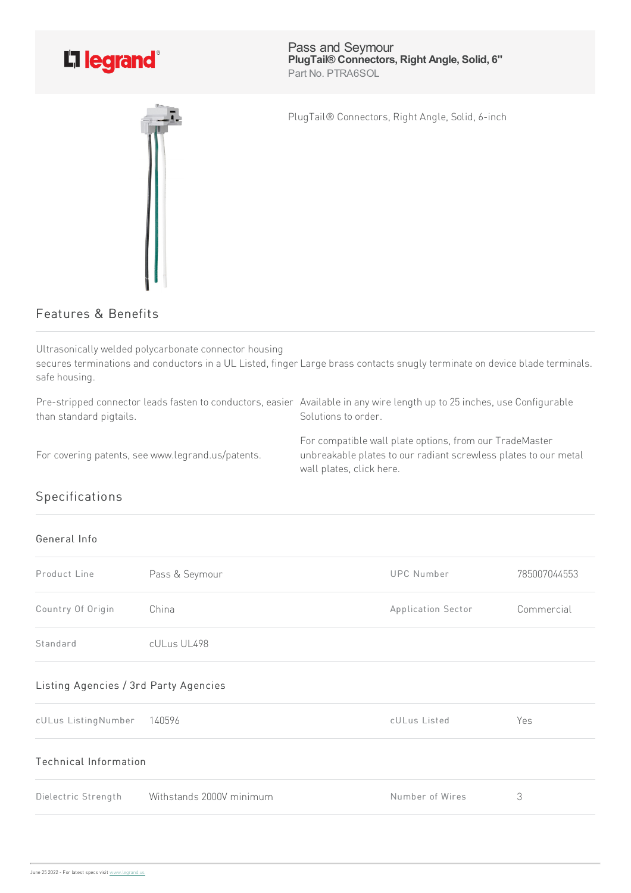Pass and Seymour
**PlugTail® Connectors, Right Angle, Solid, 6"**
Part No. PTRA6SOL

PlugTail® Connectors, Right Angle, Solid, 6-inch

## Features & Benefits

Ultrasonically welded polycarbonate connector housing secures terminations and conductors in a UL Listed, finger safe housing.

Large brass contacts snugly terminate on device blade terminals.

Pre-stripped connector leads fasten to conductors, easier than standard pigtails.

Available in any wire length up to 25 inches, use Configurable Solutions to order.

For covering patents, see www.legrand.us/patents.

For compatible wall plate options, from our TradeMaster unbreakable plates to our radiant screwless plates to our metal wall plates, click here.

## Specifications

### General Info

| | | | |
|---|---|---|---|
| Product Line | Pass & Seymour | UPC Number | 785007044553 |
| Country Of Origin | China | Application Sector | Commercial |
| Standard | cULus UL498 | | |

### Listing Agencies / 3rd Party Agencies

| | | | |
|---|---|---|---|
| cULus ListingNumber | 140596 | cULus Listed | Yes |

### Technical Information

| | | | |
|---|---|---|---|
| Dielectric Strength | Withstands 2000V minimum | Number of Wires | 3 |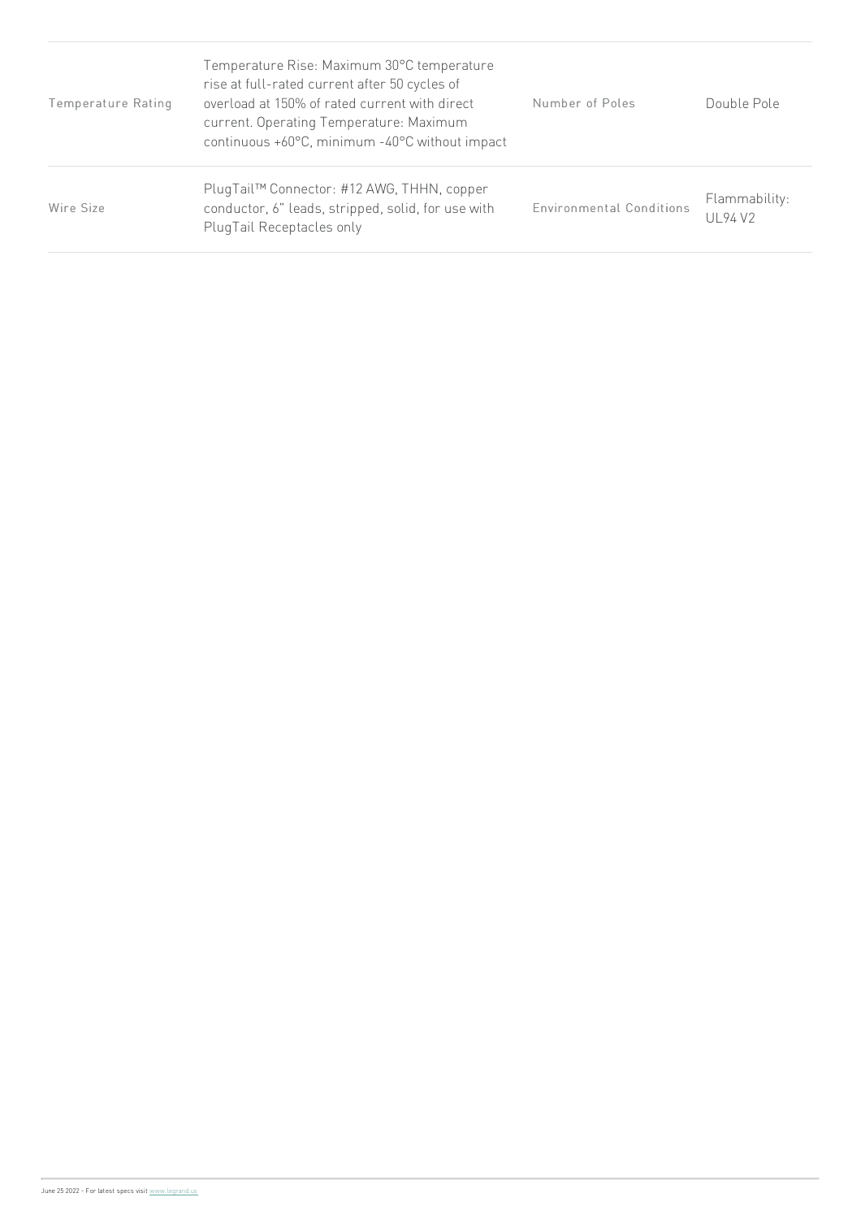| | | | |
|---|---|---|---|
| Temperature Rating | Temperature Rise: Maximum 30°C temperature rise at full-rated current after 50 cycles of overload at 150% of rated current with direct current. Operating Temperature: Maximum continuous +60°C, minimum -40°C without impact | Number of Poles | Double Pole |
| Wire Size | PlugTail™ Connector: #12 AWG, THHN, copper conductor, 6" leads, stripped, solid, for use with PlugTail Receptacles only | Environmental Conditions | Flammability: UL94 V2 |